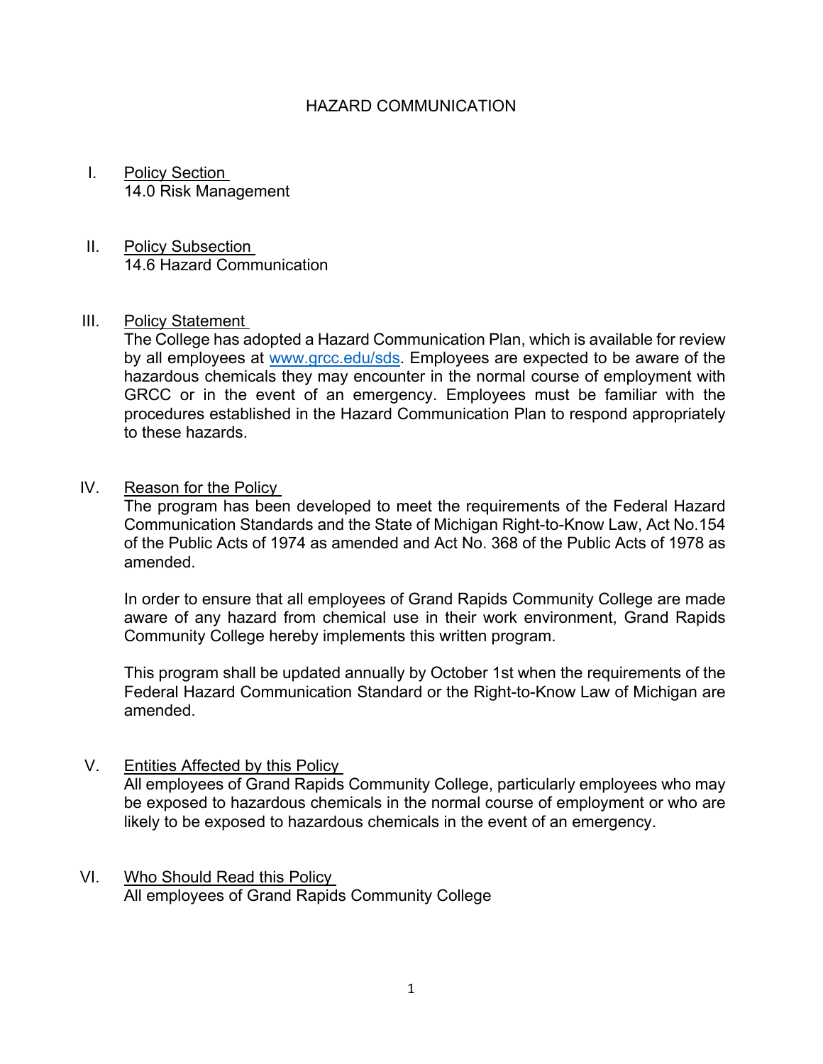# HAZARD COMMUNICATION

I. Policy Section
14.0 Risk Management

II. Policy Subsection
14.6 Hazard Communication

III. Policy Statement
The College has adopted a Hazard Communication Plan, which is available for review by all employees at [www.grcc.edu/sds](http://www.grcc.edu/sds). Employees are expected to be aware of the hazardous chemicals they may encounter in the normal course of employment with GRCC or in the event of an emergency. Employees must be familiar with the procedures established in the Hazard Communication Plan to respond appropriately to these hazards.

IV. Reason for the Policy
The program has been developed to meet the requirements of the Federal Hazard Communication Standards and the State of Michigan Right-to-Know Law, Act No.154 of the Public Acts of 1974 as amended and Act No. 368 of the Public Acts of 1978 as amended.

In order to ensure that all employees of Grand Rapids Community College are made aware of any hazard from chemical use in their work environment, Grand Rapids Community College hereby implements this written program.

This program shall be updated annually by October 1st when the requirements of the Federal Hazard Communication Standard or the Right-to-Know Law of Michigan are amended.

V. Entities Affected by this Policy
All employees of Grand Rapids Community College, particularly employees who may be exposed to hazardous chemicals in the normal course of employment or who are likely to be exposed to hazardous chemicals in the event of an emergency.

VI. Who Should Read this Policy
All employees of Grand Rapids Community College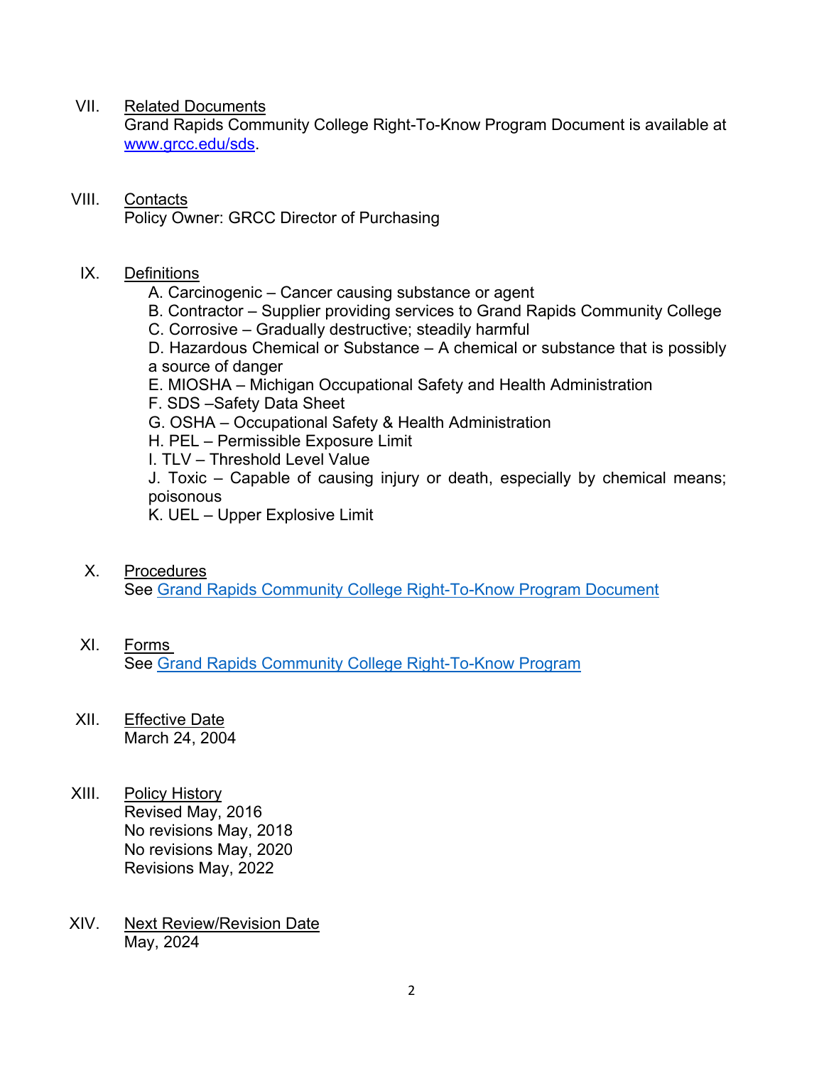VII. Related Documents

Grand Rapids Community College Right-To-Know Program Document is available at [www.grcc.edu/sds](www.grcc.edu/sds).

VIII. Contacts

Policy Owner: GRCC Director of Purchasing

IX. Definitions

A. Carcinogenic – Cancer causing substance or agent
B. Contractor – Supplier providing services to Grand Rapids Community College
C. Corrosive – Gradually destructive; steadily harmful
D. Hazardous Chemical or Substance – A chemical or substance that is possibly a source of danger
E. MIOSHA – Michigan Occupational Safety and Health Administration
F. SDS –Safety Data Sheet
G. OSHA – Occupational Safety & Health Administration
H. PEL – Permissible Exposure Limit
I. TLV – Threshold Level Value
J. Toxic – Capable of causing injury or death, especially by chemical means; poisonous
K. UEL – Upper Explosive Limit

X. Procedures

See Grand Rapids Community College Right-To-Know Program Document

XI. Forms

See Grand Rapids Community College Right-To-Know Program

XII. Effective Date

March 24, 2004

XIII. Policy History

Revised May, 2016
No revisions May, 2018
No revisions May, 2020
Revisions May, 2022

XIV. Next Review/Revision Date

May, 2024